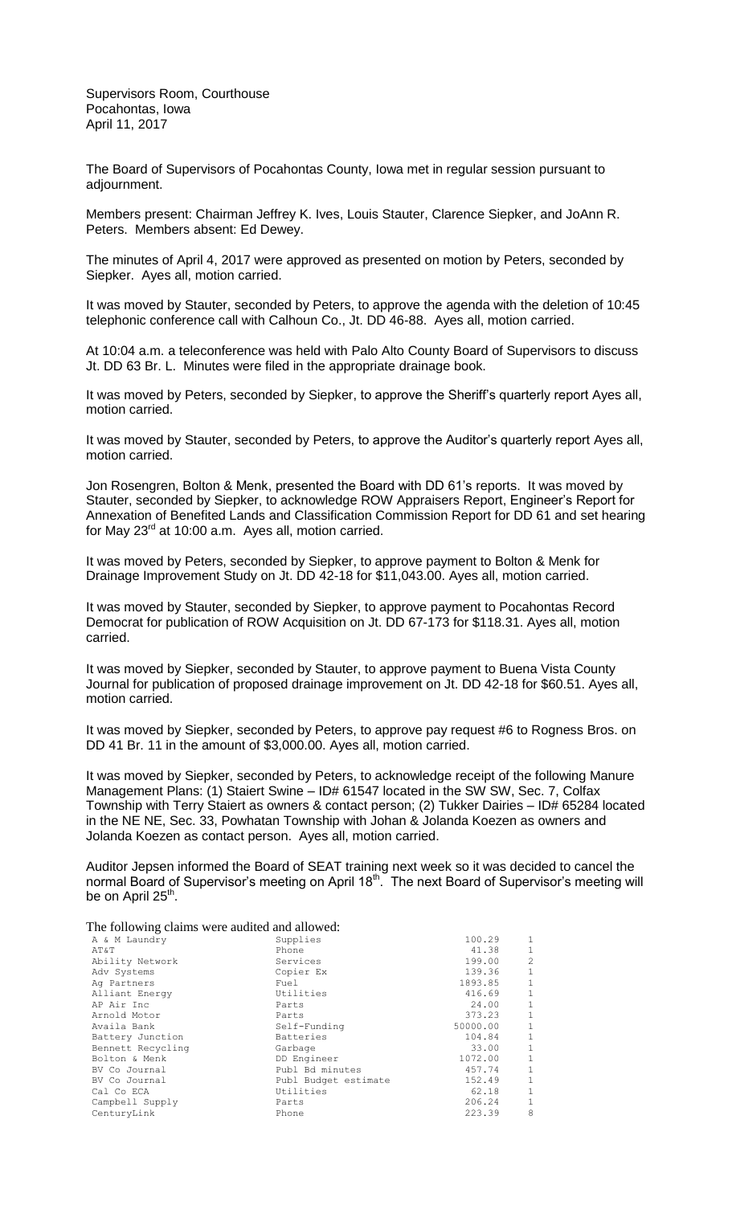Supervisors Room, Courthouse
Pocahontas, Iowa
April 11, 2017

The Board of Supervisors of Pocahontas County, Iowa met in regular session pursuant to adjournment.

Members present: Chairman Jeffrey K. Ives, Louis Stauter, Clarence Siepker, and JoAnn R. Peters. Members absent: Ed Dewey.

The minutes of April 4, 2017 were approved as presented on motion by Peters, seconded by Siepker. Ayes all, motion carried.

It was moved by Stauter, seconded by Peters, to approve the agenda with the deletion of 10:45 telephonic conference call with Calhoun Co., Jt. DD 46-88. Ayes all, motion carried.

At 10:04 a.m. a teleconference was held with Palo Alto County Board of Supervisors to discuss Jt. DD 63 Br. L. Minutes were filed in the appropriate drainage book.

It was moved by Peters, seconded by Siepker, to approve the Sheriff's quarterly report Ayes all, motion carried.

It was moved by Stauter, seconded by Peters, to approve the Auditor's quarterly report Ayes all, motion carried.

Jon Rosengren, Bolton & Menk, presented the Board with DD 61's reports. It was moved by Stauter, seconded by Siepker, to acknowledge ROW Appraisers Report, Engineer's Report for Annexation of Benefited Lands and Classification Commission Report for DD 61 and set hearing for May 23rd at 10:00 a.m. Ayes all, motion carried.

It was moved by Peters, seconded by Siepker, to approve payment to Bolton & Menk for Drainage Improvement Study on Jt. DD 42-18 for $11,043.00. Ayes all, motion carried.

It was moved by Stauter, seconded by Siepker, to approve payment to Pocahontas Record Democrat for publication of ROW Acquisition on Jt. DD 67-173 for $118.31. Ayes all, motion carried.

It was moved by Siepker, seconded by Stauter, to approve payment to Buena Vista County Journal for publication of proposed drainage improvement on Jt. DD 42-18 for $60.51. Ayes all, motion carried.

It was moved by Siepker, seconded by Peters, to approve pay request #6 to Rogness Bros. on DD 41 Br. 11 in the amount of $3,000.00. Ayes all, motion carried.

It was moved by Siepker, seconded by Peters, to acknowledge receipt of the following Manure Management Plans: (1) Staiert Swine – ID# 61547 located in the SW SW, Sec. 7, Colfax Township with Terry Staiert as owners & contact person; (2) Tukker Dairies – ID# 65284 located in the NE NE, Sec. 33, Powhatan Township with Johan & Jolanda Koezen as owners and Jolanda Koezen as contact person. Ayes all, motion carried.

Auditor Jepsen informed the Board of SEAT training next week so it was decided to cancel the normal Board of Supervisor's meeting on April 18th. The next Board of Supervisor's meeting will be on April 25th.

The following claims were audited and allowed:

| | | | |
|---|---|---|---|
| A & M Laundry | Supplies | 100.29 | 1 |
| AT&T | Phone | 41.38 | 1 |
| Ability Network | Services | 199.00 | 2 |
| Adv Systems | Copier Ex | 139.36 | 1 |
| Ag Partners | Fuel | 1893.85 | 1 |
| Alliant Energy | Utilities | 416.69 | 1 |
| AP Air Inc | Parts | 24.00 | 1 |
| Arnold Motor | Parts | 373.23 | 1 |
| Availa Bank | Self-Funding | 50000.00 | 1 |
| Battery Junction | Batteries | 104.84 | 1 |
| Bennett Recycling | Garbage | 33.00 | 1 |
| Bolton & Menk | DD Engineer | 1072.00 | 1 |
| BV Co Journal | Publ Bd minutes | 457.74 | 1 |
| BV Co Journal | Publ Budget estimate | 152.49 | 1 |
| Cal Co ECA | Utilities | 62.18 | 1 |
| Campbell Supply | Parts | 206.24 | 1 |
| CenturyLink | Phone | 223.39 | 8 |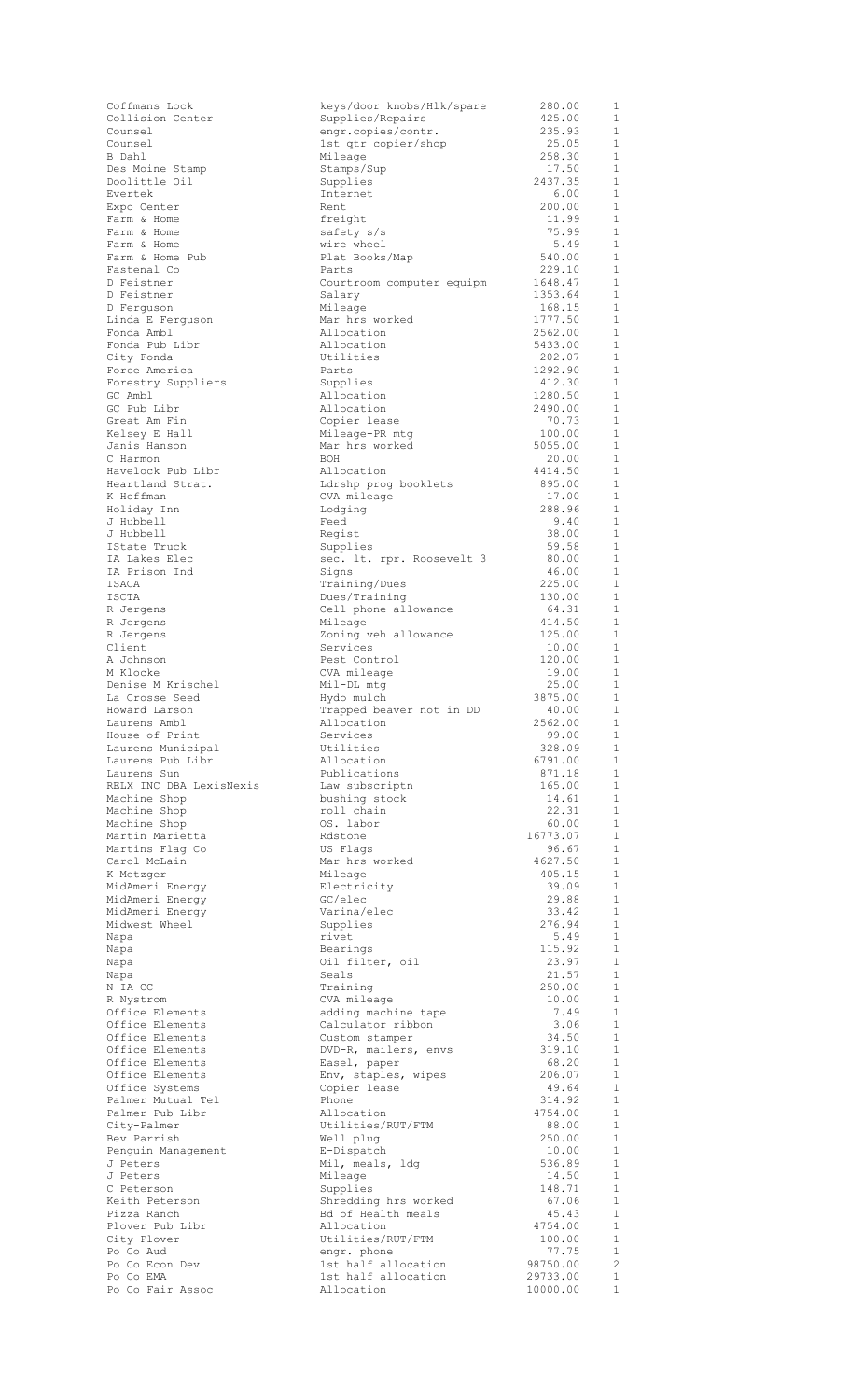| | | | |
|---|---|---|---|
| Coffmans Lock | keys/door knobs/Hlk/spare | 280.00 | 1 |
| Collision Center | Supplies/Repairs | 425.00 | 1 |
| Counsel | engr.copies/contr. | 235.93 | 1 |
| Counsel | 1st qtr copier/shop | 25.05 | 1 |
| B Dahl | Mileage | 258.30 | 1 |
| Des Moine Stamp | Stamps/Sup | 17.50 | 1 |
| Doolittle Oil | Supplies | 2437.35 | 1 |
| Evertek | Internet | 6.00 | 1 |
| Expo Center | Rent | 200.00 | 1 |
| Farm & Home | freight | 11.99 | 1 |
| Farm & Home | safety s/s | 75.99 | 1 |
| Farm & Home | wire wheel | 5.49 | 1 |
| Farm & Home Pub | Plat Books/Map | 540.00 | 1 |
| Fastenal Co | Parts | 229.10 | 1 |
| D Feistner | Courtroom computer equipm | 1648.47 | 1 |
| D Feistner | Salary | 1353.64 | 1 |
| D Ferguson | Mileage | 168.15 | 1 |
| Linda E Ferguson | Mar hrs worked | 1777.50 | 1 |
| Fonda Ambl | Allocation | 2562.00 | 1 |
| Fonda Pub Libr | Allocation | 5433.00 | 1 |
| City-Fonda | Utilities | 202.07 | 1 |
| Force America | Parts | 1292.90 | 1 |
| Forestry Suppliers | Supplies | 412.30 | 1 |
| GC Ambl | Allocation | 1280.50 | 1 |
| GC Pub Libr | Allocation | 2490.00 | 1 |
| Great Am Fin | Copier lease | 70.73 | 1 |
| Kelsey E Hall | Mileage-PR mtg | 100.00 | 1 |
| Janis Hanson | Mar hrs worked | 5055.00 | 1 |
| C Harmon | BOH | 20.00 | 1 |
| Havelock Pub Libr | Allocation | 4414.50 | 1 |
| Heartland Strat. | Ldrshp prog booklets | 895.00 | 1 |
| K Hoffman | CVA mileage | 17.00 | 1 |
| Holiday Inn | Lodging | 288.96 | 1 |
| J Hubbell | Feed | 9.40 | 1 |
| J Hubbell | Regist | 38.00 | 1 |
| IState Truck | Supplies | 59.58 | 1 |
| IA Lakes Elec | sec. lt. rpr. Roosevelt 3 | 80.00 | 1 |
| IA Prison Ind | Signs | 46.00 | 1 |
| ISACA | Training/Dues | 225.00 | 1 |
| ISCTA | Dues/Training | 130.00 | 1 |
| R Jergens | Cell phone allowance | 64.31 | 1 |
| R Jergens | Mileage | 414.50 | 1 |
| R Jergens | Zoning veh allowance | 125.00 | 1 |
| Client | Services | 10.00 | 1 |
| A Johnson | Pest Control | 120.00 | 1 |
| M Klocke | CVA mileage | 19.00 | 1 |
| Denise M Krischel | Mil-DL mtg | 25.00 | 1 |
| La Crosse Seed | Hydo mulch | 3875.00 | 1 |
| Howard Larson | Trapped beaver not in DD | 40.00 | 1 |
| Laurens Ambl | Allocation | 2562.00 | 1 |
| House of Print | Services | 99.00 | 1 |
| Laurens Municipal | Utilities | 328.09 | 1 |
| Laurens Pub Libr | Allocation | 6791.00 | 1 |
| Laurens Sun | Publications | 871.18 | 1 |
| RELX INC DBA LexisNexis | Law subscriptn | 165.00 | 1 |
| Machine Shop | bushing stock | 14.61 | 1 |
| Machine Shop | roll chain | 22.31 | 1 |
| Machine Shop | OS. labor | 60.00 | 1 |
| Martin Marietta | Rdstone | 16773.07 | 1 |
| Martins Flag Co | US Flags | 96.67 | 1 |
| Carol McLain | Mar hrs worked | 4627.50 | 1 |
| K Metzger | Mileage | 405.15 | 1 |
| MidAmeri Energy | Electricity | 39.09 | 1 |
| MidAmeri Energy | GC/elec | 29.88 | 1 |
| MidAmeri Energy | Varina/elec | 33.42 | 1 |
| Midwest Wheel | Supplies | 276.94 | 1 |
| Napa | rivet | 5.49 | 1 |
| Napa | Bearings | 115.92 | 1 |
| Napa | Oil filter, oil | 23.97 | 1 |
| Napa | Seals | 21.57 | 1 |
| N IA CC | Training | 250.00 | 1 |
| R Nystrom | CVA mileage | 10.00 | 1 |
| Office Elements | adding machine tape | 7.49 | 1 |
| Office Elements | Calculator ribbon | 3.06 | 1 |
| Office Elements | Custom stamper | 34.50 | 1 |
| Office Elements | DVD-R, mailers, envs | 319.10 | 1 |
| Office Elements | Easel, paper | 68.20 | 1 |
| Office Elements | Env, staples, wipes | 206.07 | 1 |
| Office Systems | Copier lease | 49.64 | 1 |
| Palmer Mutual Tel | Phone | 314.92 | 1 |
| Palmer Pub Libr | Allocation | 4754.00 | 1 |
| City-Palmer | Utilities/RUT/FTM | 88.00 | 1 |
| Bev Parrish | Well plug | 250.00 | 1 |
| Penguin Management | E-Dispatch | 10.00 | 1 |
| J Peters | Mil, meals, ldg | 536.89 | 1 |
| J Peters | Mileage | 14.50 | 1 |
| C Peterson | Supplies | 148.71 | 1 |
| Keith Peterson | Shredding hrs worked | 67.06 | 1 |
| Pizza Ranch | Bd of Health meals | 45.43 | 1 |
| Plover Pub Libr | Allocation | 4754.00 | 1 |
| City-Plover | Utilities/RUT/FTM | 100.00 | 1 |
| Po Co Aud | engr. phone | 77.75 | 1 |
| Po Co Econ Dev | 1st half allocation | 98750.00 | 2 |
| Po Co EMA | 1st half allocation | 29733.00 | 1 |
| Po Co Fair Assoc | Allocation | 10000.00 | 1 |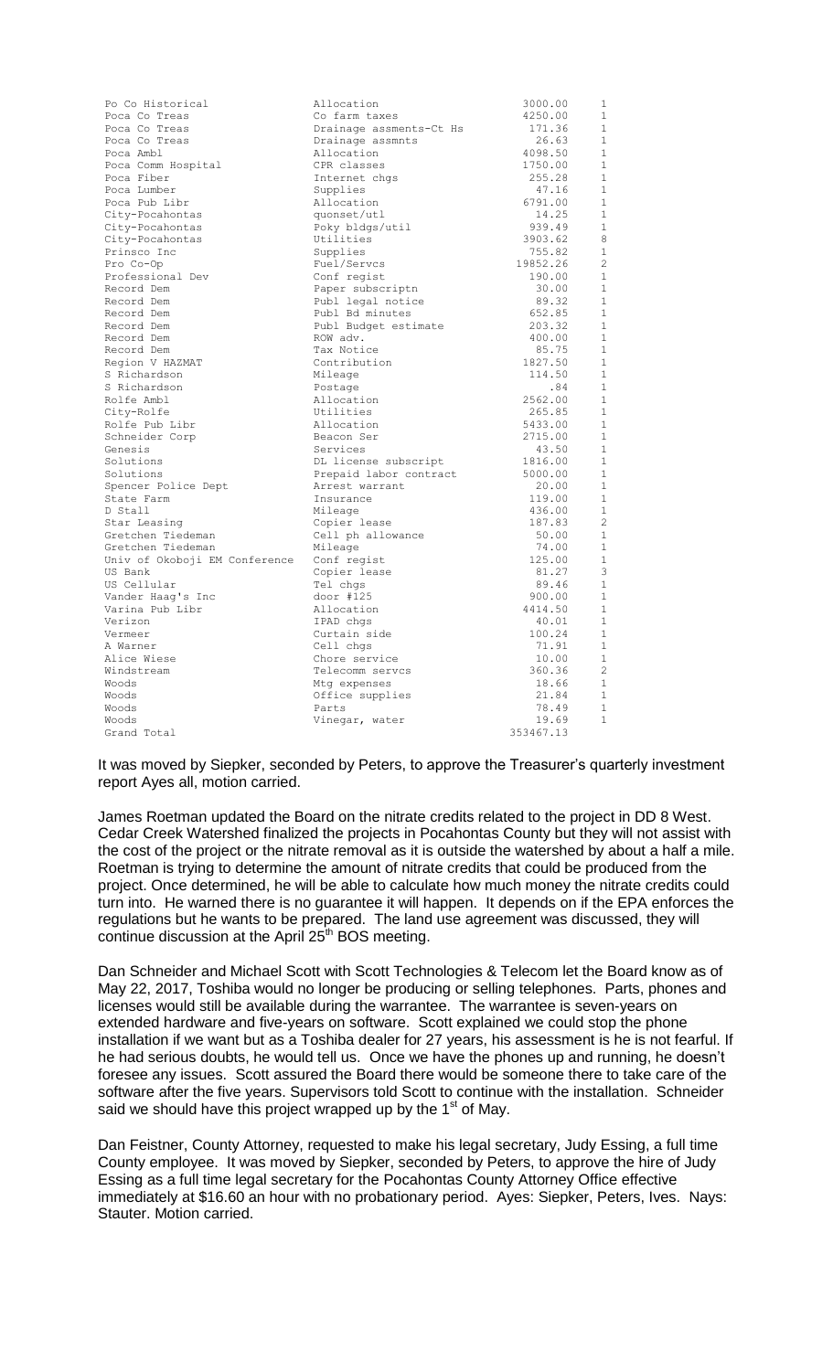| | | | |
|---|---|---|---|
| Po Co Historical | Allocation | 3000.00 | 1 |
| Poca Co Treas | Co farm taxes | 4250.00 | 1 |
| Poca Co Treas | Drainage assments-Ct Hs | 171.36 | 1 |
| Poca Co Treas | Drainage assmnts | 26.63 | 1 |
| Poca Ambl | Allocation | 4098.50 | 1 |
| Poca Comm Hospital | CPR classes | 1750.00 | 1 |
| Poca Fiber | Internet chgs | 255.28 | 1 |
| Poca Lumber | Supplies | 47.16 | 1 |
| Poca Pub Libr | Allocation | 6791.00 | 1 |
| City-Pocahontas | quonset/utl | 14.25 | 1 |
| City-Pocahontas | Poky bldgs/util | 939.49 | 1 |
| City-Pocahontas | Utilities | 3903.62 | 8 |
| Prinsco Inc | Supplies | 755.82 | 1 |
| Pro Co-Op | Fuel/Servcs | 19852.26 | 2 |
| Professional Dev | Conf regist | 190.00 | 1 |
| Record Dem | Paper subscriptn | 30.00 | 1 |
| Record Dem | Publ legal notice | 89.32 | 1 |
| Record Dem | Publ Bd minutes | 652.85 | 1 |
| Record Dem | Publ Budget estimate | 203.32 | 1 |
| Record Dem | ROW adv. | 400.00 | 1 |
| Record Dem | Tax Notice | 85.75 | 1 |
| Region V HAZMAT | Contribution | 1827.50 | 1 |
| S Richardson | Mileage | 114.50 | 1 |
| S Richardson | Postage | .84 | 1 |
| Rolfe Ambl | Allocation | 2562.00 | 1 |
| City-Rolfe | Utilities | 265.85 | 1 |
| Rolfe Pub Libr | Allocation | 5433.00 | 1 |
| Schneider Corp | Beacon Ser | 2715.00 | 1 |
| Genesis | Services | 43.50 | 1 |
| Solutions | DL license subscript | 1816.00 | 1 |
| Solutions | Prepaid labor contract | 5000.00 | 1 |
| Spencer Police Dept | Arrest warrant | 20.00 | 1 |
| State Farm | Insurance | 119.00 | 1 |
| D Stall | Mileage | 436.00 | 1 |
| Star Leasing | Copier lease | 187.83 | 2 |
| Gretchen Tiedeman | Cell ph allowance | 50.00 | 1 |
| Gretchen Tiedeman | Mileage | 74.00 | 1 |
| Univ of Okoboji EM Conference | Conf regist | 125.00 | 1 |
| US Bank | Copier lease | 81.27 | 3 |
| US Cellular | Tel chgs | 89.46 | 1 |
| Vander Haag's Inc | door #125 | 900.00 | 1 |
| Varina Pub Libr | Allocation | 4414.50 | 1 |
| Verizon | IPAD chgs | 40.01 | 1 |
| Vermeer | Curtain side | 100.24 | 1 |
| A Warner | Cell chgs | 71.91 | 1 |
| Alice Wiese | Chore service | 10.00 | 1 |
| Windstream | Telecomm servcs | 360.36 | 2 |
| Woods | Mtg expenses | 18.66 | 1 |
| Woods | Office supplies | 21.84 | 1 |
| Woods | Parts | 78.49 | 1 |
| Woods | Vinegar, water | 19.69 | 1 |
| Grand Total | | 353467.13 | |

It was moved by Siepker, seconded by Peters, to approve the Treasurer's quarterly investment report Ayes all, motion carried.

James Roetman updated the Board on the nitrate credits related to the project in DD 8 West. Cedar Creek Watershed finalized the projects in Pocahontas County but they will not assist with the cost of the project or the nitrate removal as it is outside the watershed by about a half a mile. Roetman is trying to determine the amount of nitrate credits that could be produced from the project. Once determined, he will be able to calculate how much money the nitrate credits could turn into. He warned there is no guarantee it will happen. It depends on if the EPA enforces the regulations but he wants to be prepared. The land use agreement was discussed, they will continue discussion at the April 25th BOS meeting.

Dan Schneider and Michael Scott with Scott Technologies & Telecom let the Board know as of May 22, 2017, Toshiba would no longer be producing or selling telephones. Parts, phones and licenses would still be available during the warrantee. The warrantee is seven-years on extended hardware and five-years on software. Scott explained we could stop the phone installation if we want but as a Toshiba dealer for 27 years, his assessment is he is not fearful. If he had serious doubts, he would tell us. Once we have the phones up and running, he doesn't foresee any issues. Scott assured the Board there would be someone there to take care of the software after the five years. Supervisors told Scott to continue with the installation. Schneider said we should have this project wrapped up by the 1st of May.

Dan Feistner, County Attorney, requested to make his legal secretary, Judy Essing, a full time County employee. It was moved by Siepker, seconded by Peters, to approve the hire of Judy Essing as a full time legal secretary for the Pocahontas County Attorney Office effective immediately at $16.60 an hour with no probationary period. Ayes: Siepker, Peters, Ives. Nays: Stauter. Motion carried.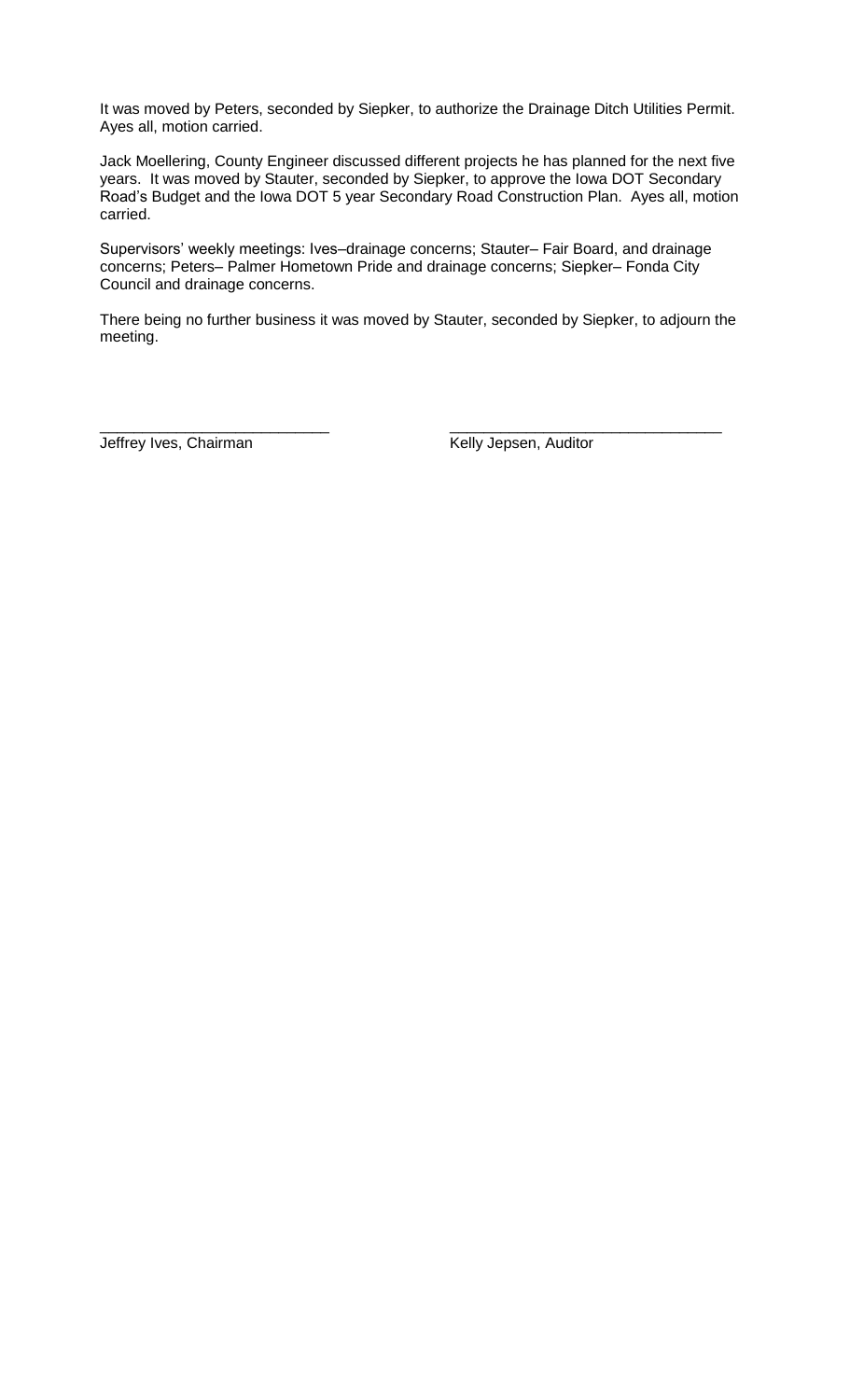It was moved by Peters, seconded by Siepker, to authorize the Drainage Ditch Utilities Permit. Ayes all, motion carried.

Jack Moellering, County Engineer discussed different projects he has planned for the next five years. It was moved by Stauter, seconded by Siepker, to approve the Iowa DOT Secondary Road's Budget and the Iowa DOT 5 year Secondary Road Construction Plan. Ayes all, motion carried.

Supervisors' weekly meetings: Ives–drainage concerns; Stauter– Fair Board, and drainage concerns; Peters– Palmer Hometown Pride and drainage concerns; Siepker– Fonda City Council and drainage concerns.

There being no further business it was moved by Stauter, seconded by Siepker, to adjourn the meeting.

___________________________ ________________________________

Jeffrey Ives, Chairman Kelly Jepsen, Auditor